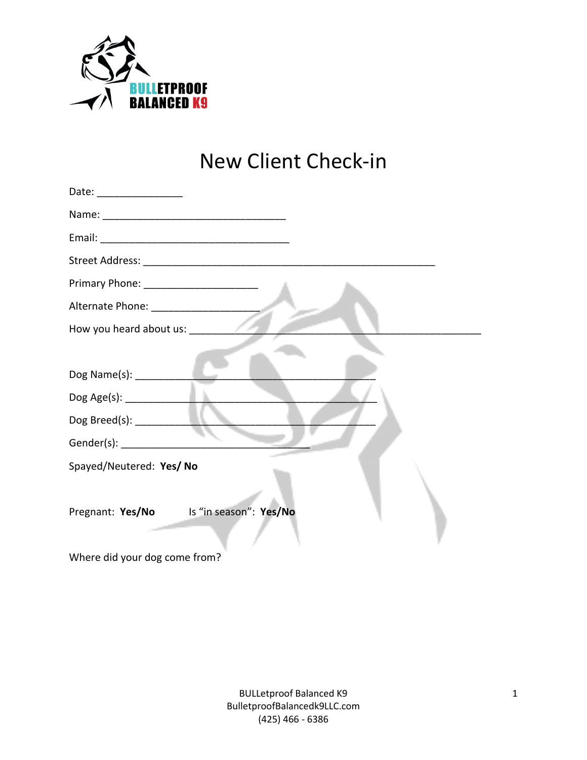BULLETPROOF BALANCED K9

# New Client Check-in

Date: _______________

Name: ________________________________

Email: _________________________________

Street Address: ___________________________________________________

Primary Phone: ____________________

Alternate Phone: ___________________

How you heard about us: ____________________________________________________

Dog Name(s): __________________________________________

Dog Age(s): ____________________________________________

Dog Breed(s): __________________________________________

Gender(s): _________________________________

Spayed/Neutered: **Yes/ No**

Pregnant: **Yes/No** Is "in season": **Yes/No**

Where did your dog come from?

BULLetproof Balanced K9
BulletproofBalancedk9LLC.com
(425) 466 - 6386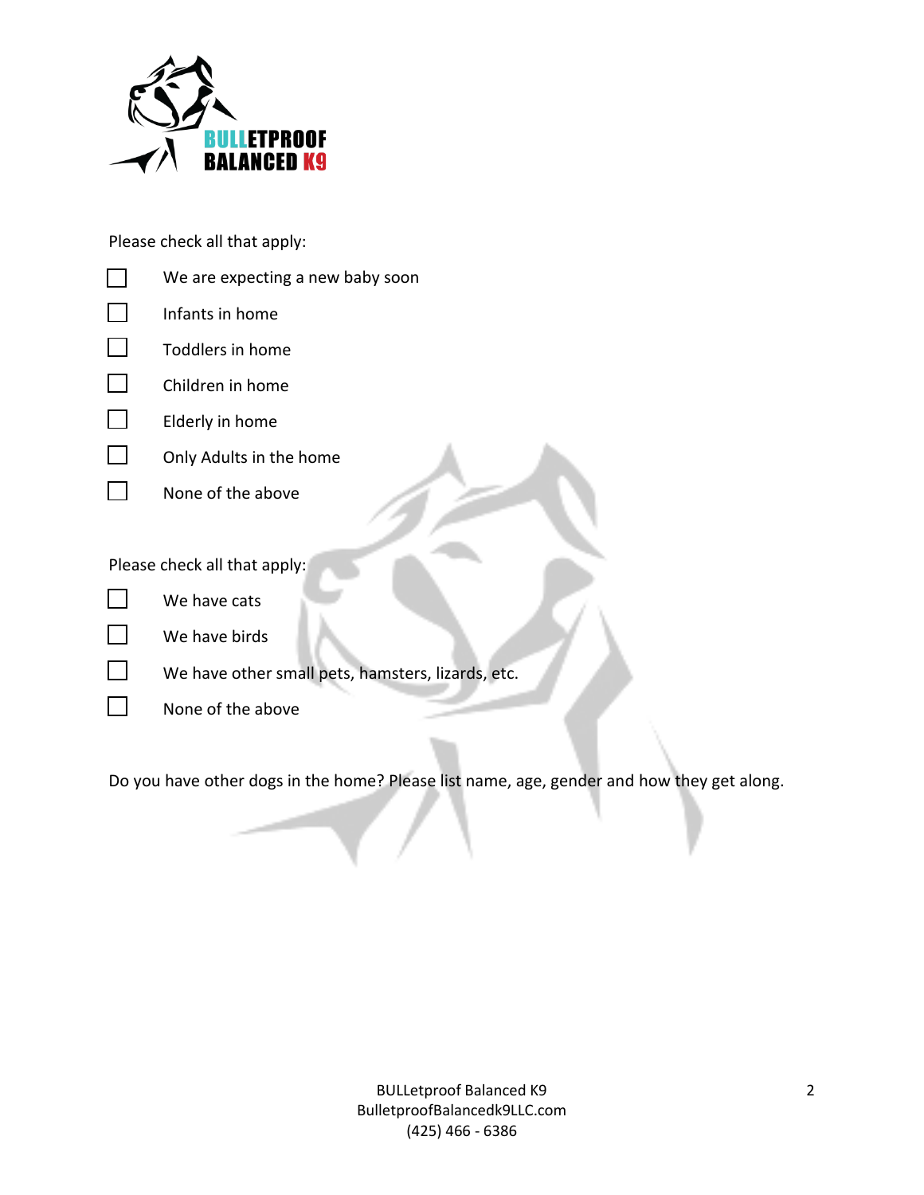Please check all that apply:

- ☐ We are expecting a new baby soon
- ☐ Infants in home
- ☐ Toddlers in home
- ☐ Children in home
- ☐ Elderly in home
- ☐ Only Adults in the home
- ☐ None of the above

Please check all that apply:

- ☐ We have cats
- ☐ We have birds
- ☐ We have other small pets, hamsters, lizards, etc.
- ☐ None of the above

Do you have other dogs in the home? Please list name, age, gender and how they get along.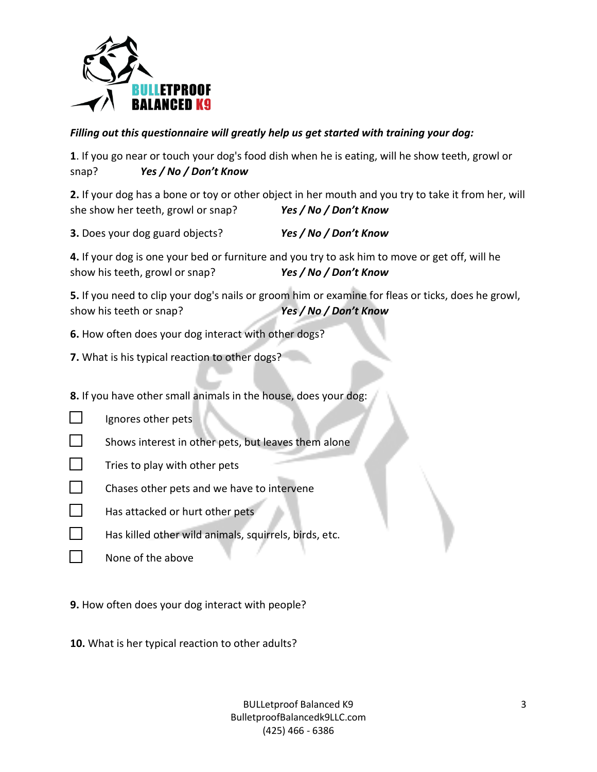***Filling out this questionnaire will greatly help us get started with training your dog:***

**1**. If you go near or touch your dog's food dish when he is eating, will he show teeth, growl or snap? ***Yes / No / Don't Know***

**2.** If your dog has a bone or toy or other object in her mouth and you try to take it from her, will she show her teeth, growl or snap? ***Yes / No / Don't Know***

**3.** Does your dog guard objects? ***Yes / No / Don't Know***

**4.** If your dog is one your bed or furniture and you try to ask him to move or get off, will he show his teeth, growl or snap? ***Yes / No / Don't Know***

**5.** If you need to clip your dog's nails or groom him or examine for fleas or ticks, does he growl, show his teeth or snap? ***Yes / No / Don't Know***

**6.** How often does your dog interact with other dogs?

**7.** What is his typical reaction to other dogs?

**8.** If you have other small animals in the house, does your dog:

- [ ] Ignores other pets
- [ ] Shows interest in other pets, but leaves them alone
- [ ] Tries to play with other pets
- [ ] Chases other pets and we have to intervene
- [ ] Has attacked or hurt other pets
- [ ] Has killed other wild animals, squirrels, birds, etc.
- [ ] None of the above

**9.** How often does your dog interact with people?

**10.** What is her typical reaction to other adults?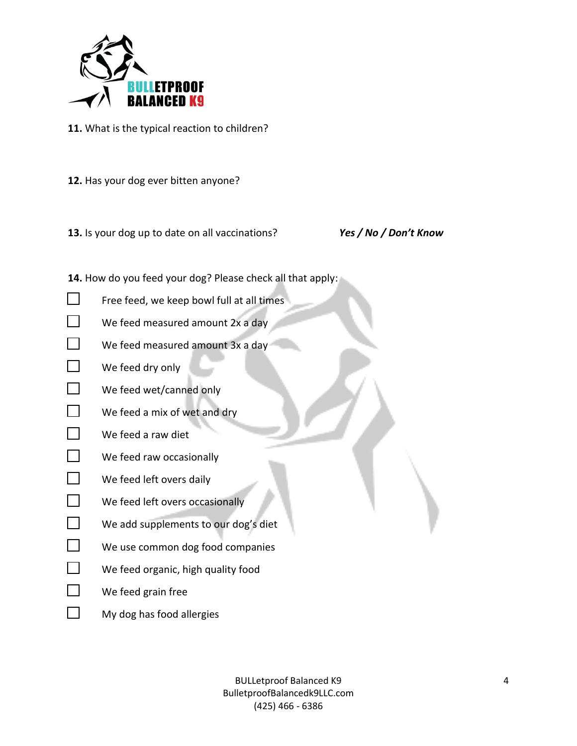**11.** What is the typical reaction to children?

**12.** Has your dog ever bitten anyone?

**13.** Is your dog up to date on all vaccinations? ***Yes / No / Don't Know***

**14.** How do you feed your dog? Please check all that apply:

- ☐ Free feed, we keep bowl full at all times
- ☐ We feed measured amount 2x a day
- ☐ We feed measured amount 3x a day
- ☐ We feed dry only
- ☐ We feed wet/canned only
- ☐ We feed a mix of wet and dry
- ☐ We feed a raw diet
- ☐ We feed raw occasionally
- ☐ We feed left overs daily
- ☐ We feed left overs occasionally
- ☐ We add supplements to our dog's diet
- ☐ We use common dog food companies
- ☐ We feed organic, high quality food
- ☐ We feed grain free
- ☐ My dog has food allergies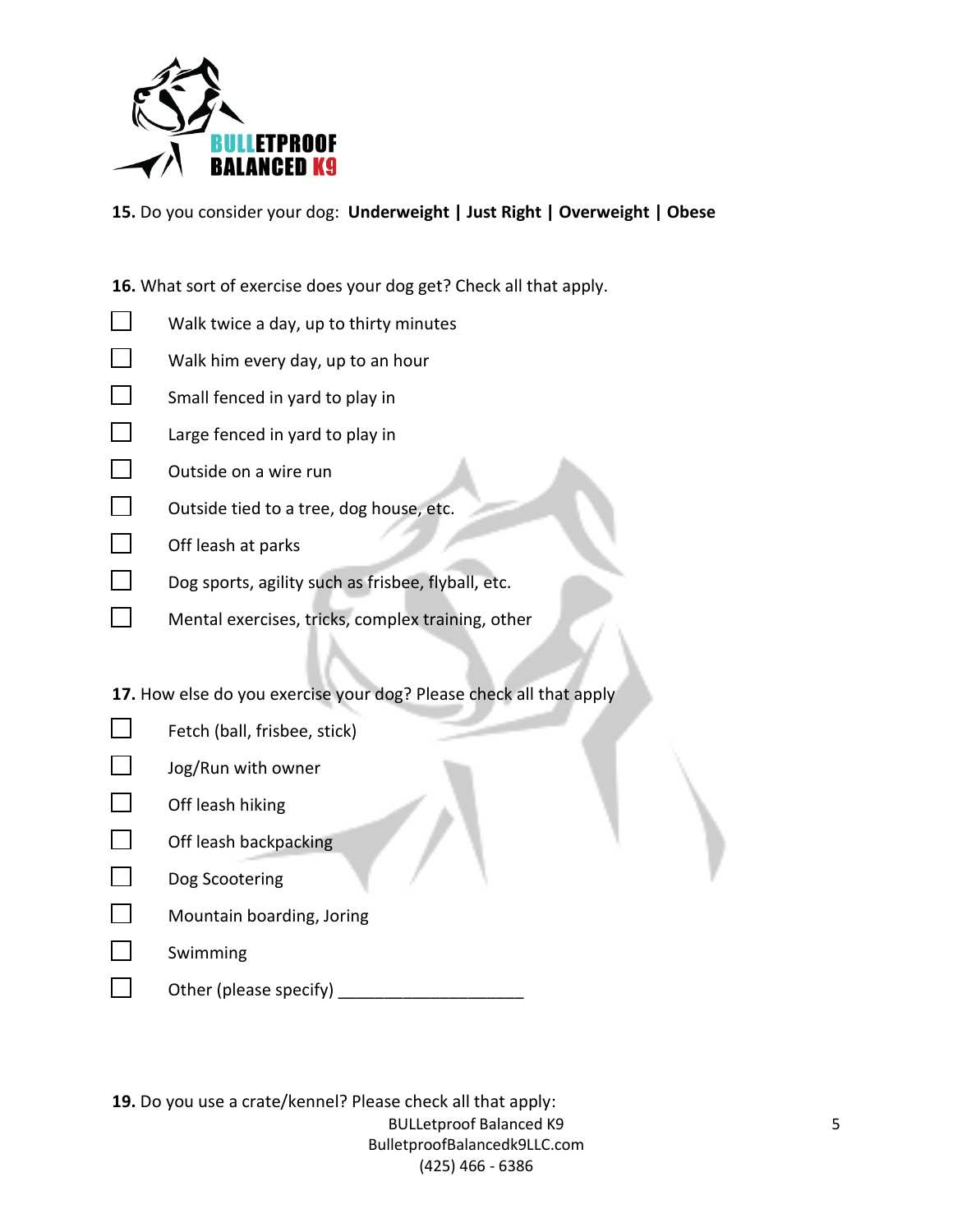**15.** Do you consider your dog: **Underweight | Just Right | Overweight | Obese**

**16.** What sort of exercise does your dog get? Check all that apply.

- ☐ Walk twice a day, up to thirty minutes
- ☐ Walk him every day, up to an hour
- ☐ Small fenced in yard to play in
- ☐ Large fenced in yard to play in
- ☐ Outside on a wire run
- ☐ Outside tied to a tree, dog house, etc.
- ☐ Off leash at parks
- ☐ Dog sports, agility such as frisbee, flyball, etc.
- ☐ Mental exercises, tricks, complex training, other

**17.** How else do you exercise your dog? Please check all that apply

- ☐ Fetch (ball, frisbee, stick)
- ☐ Jog/Run with owner
- ☐ Off leash hiking
- ☐ Off leash backpacking
- ☐ Dog Scootering
- ☐ Mountain boarding, Joring
- ☐ Swimming
- ☐ Other (please specify) ____________________

**19.** Do you use a crate/kennel? Please check all that apply: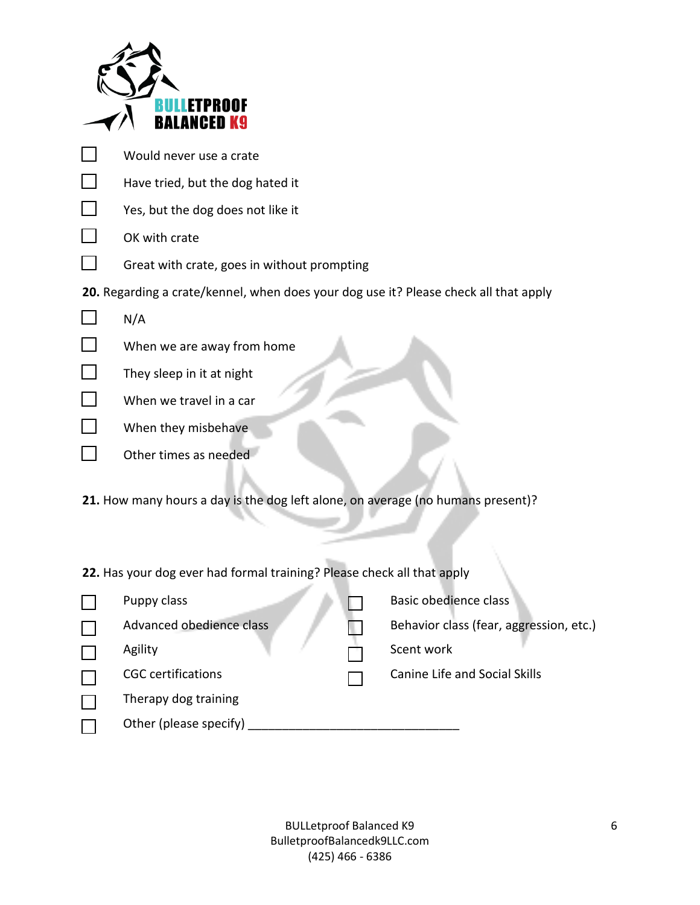- ☐ Would never use a crate
- ☐ Have tried, but the dog hated it
- ☐ Yes, but the dog does not like it
- ☐ OK with crate
- ☐ Great with crate, goes in without prompting

**20.** Regarding a crate/kennel, when does your dog use it? Please check all that apply

- ☐ N/A
- ☐ When we are away from home
- ☐ They sleep in it at night
- ☐ When we travel in a car
- ☐ When they misbehave
- ☐ Other times as needed

**21.** How many hours a day is the dog left alone, on average (no humans present)?

**22.** Has your dog ever had formal training? Please check all that apply

- ☐ Puppy class
- ☐ Basic obedience class
- ☐ Advanced obedience class
- ☐ Behavior class (fear, aggression, etc.)
- ☐ Agility
- ☐ Scent work
- ☐ CGC certifications
- ☐ Canine Life and Social Skills
- ☐ Therapy dog training
- ☐ Other (please specify) ______________________________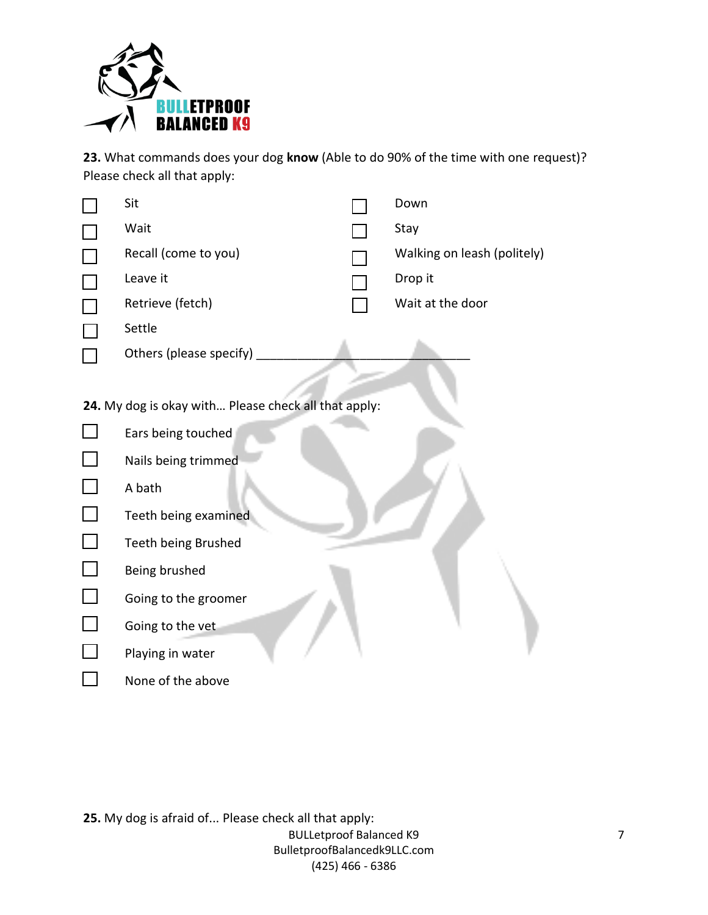**23.** What commands does your dog **know** (Able to do 90% of the time with one request)? Please check all that apply:

- ☐ Sit
- ☐ Down
- ☐ Wait
- ☐ Stay
- ☐ Recall (come to you)
- ☐ Walking on leash (politely)
- ☐ Leave it
- ☐ Drop it
- ☐ Retrieve (fetch)
- ☐ Wait at the door
- ☐ Settle
- ☐ Others (please specify) ________________________________

**24.** My dog is okay with... Please check all that apply:

- ☐ Ears being touched
- ☐ Nails being trimmed
- ☐ A bath
- ☐ Teeth being examined
- ☐ Teeth being Brushed
- ☐ Being brushed
- ☐ Going to the groomer
- ☐ Going to the vet
- ☐ Playing in water
- ☐ None of the above

**25.** My dog is afraid of... Please check all that apply: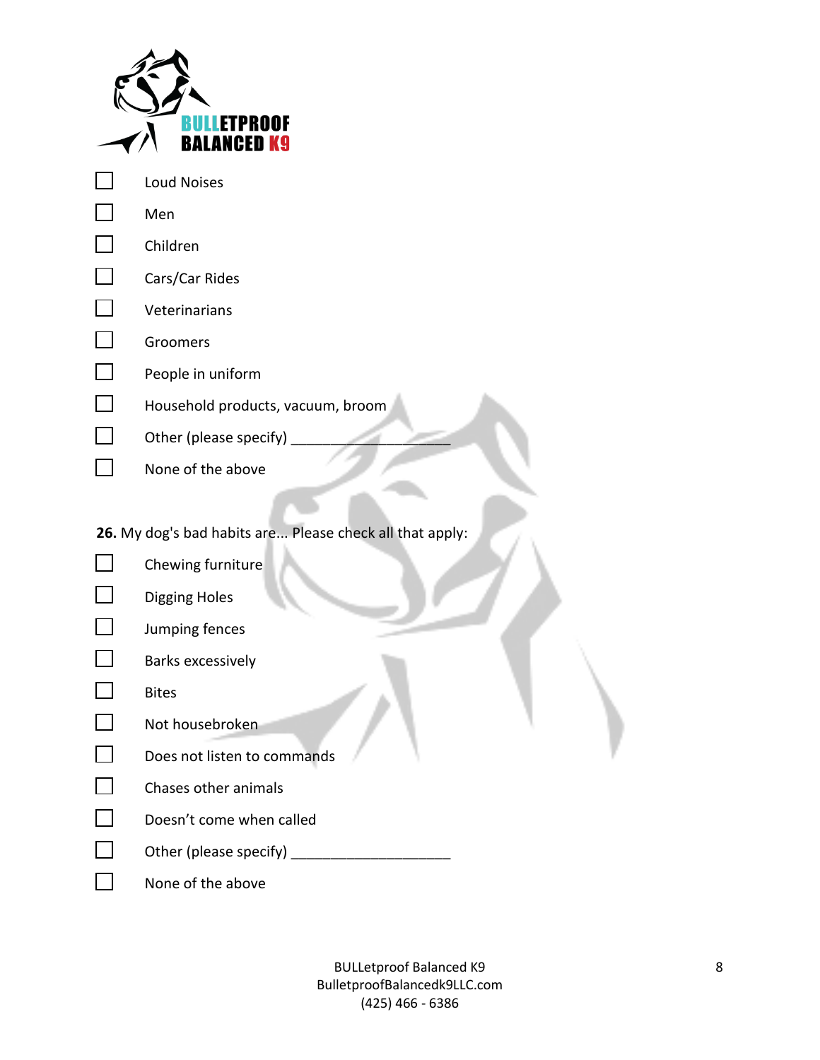- [ ] Loud Noises
- [ ] Men
- [ ] Children
- [ ] Cars/Car Rides
- [ ] Veterinarians
- [ ] Groomers
- [ ] People in uniform
- [ ] Household products, vacuum, broom
- [ ] Other (please specify) ____________________
- [ ] None of the above

**26.** My dog's bad habits are... Please check all that apply:

- [ ] Chewing furniture
- [ ] Digging Holes
- [ ] Jumping fences
- [ ] Barks excessively
- [ ] Bites
- [ ] Not housebroken
- [ ] Does not listen to commands
- [ ] Chases other animals
- [ ] Doesn't come when called
- [ ] Other (please specify) ____________________
- [ ] None of the above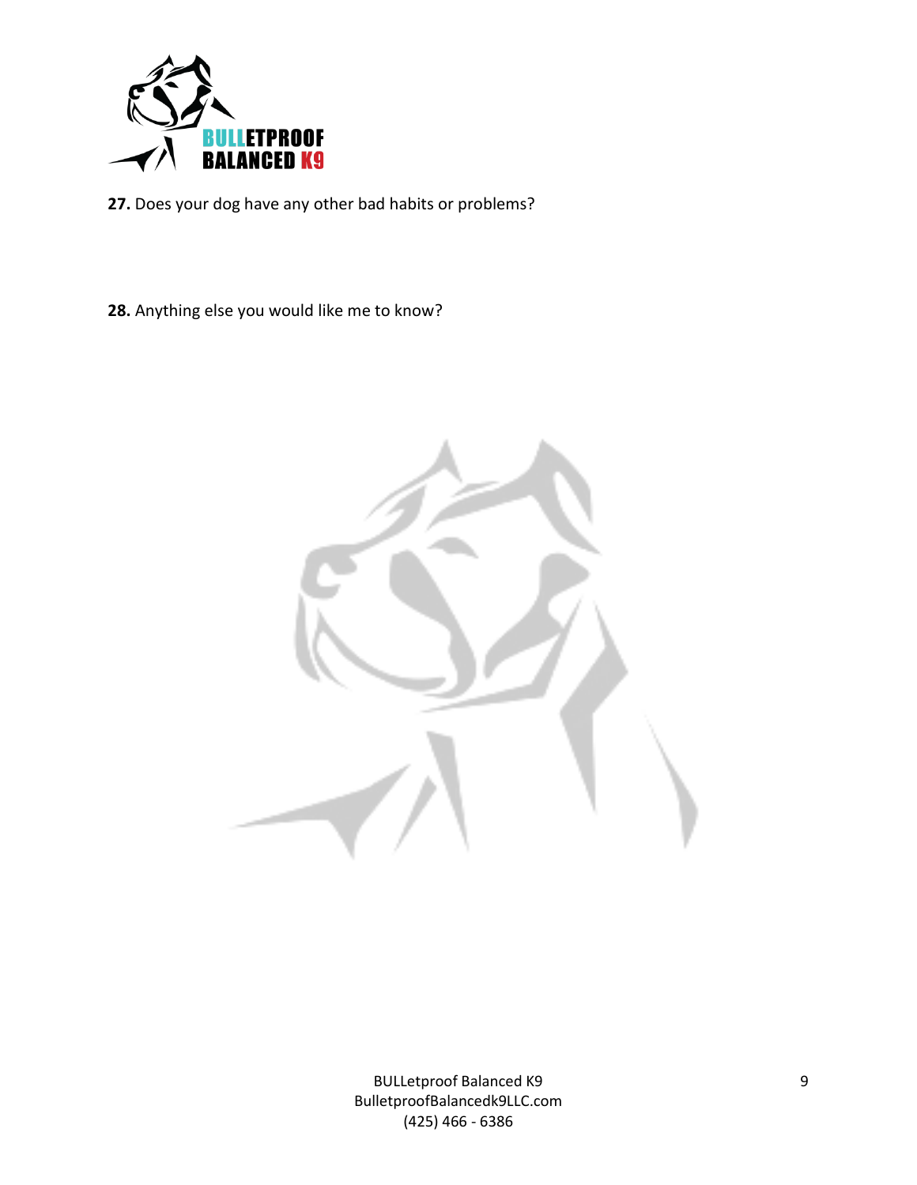**27.** Does your dog have any other bad habits or problems?

**28.** Anything else you would like me to know?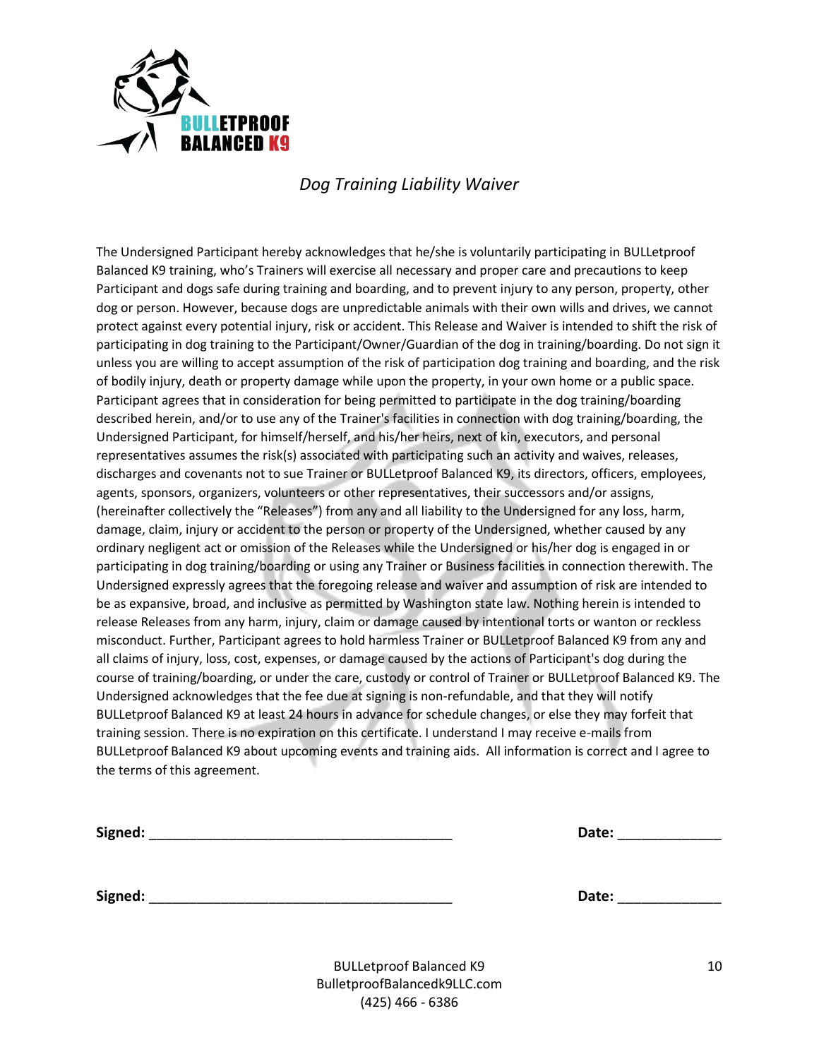# BULLETPROOF BALANCED K9

*Dog Training Liability Waiver*

The Undersigned Participant hereby acknowledges that he/she is voluntarily participating in BULLetproof Balanced K9 training, who's Trainers will exercise all necessary and proper care and precautions to keep Participant and dogs safe during training and boarding, and to prevent injury to any person, property, other dog or person. However, because dogs are unpredictable animals with their own wills and drives, we cannot protect against every potential injury, risk or accident. This Release and Waiver is intended to shift the risk of participating in dog training to the Participant/Owner/Guardian of the dog in training/boarding. Do not sign it unless you are willing to accept assumption of the risk of participation dog training and boarding, and the risk of bodily injury, death or property damage while upon the property, in your own home or a public space. Participant agrees that in consideration for being permitted to participate in the dog training/boarding described herein, and/or to use any of the Trainer's facilities in connection with dog training/boarding, the Undersigned Participant, for himself/herself, and his/her heirs, next of kin, executors, and personal representatives assumes the risk(s) associated with participating such an activity and waives, releases, discharges and covenants not to sue Trainer or BULLetproof Balanced K9, its directors, officers, employees, agents, sponsors, organizers, volunteers or other representatives, their successors and/or assigns, (hereinafter collectively the "Releases") from any and all liability to the Undersigned for any loss, harm, damage, claim, injury or accident to the person or property of the Undersigned, whether caused by any ordinary negligent act or omission of the Releases while the Undersigned or his/her dog is engaged in or participating in dog training/boarding or using any Trainer or Business facilities in connection therewith. The Undersigned expressly agrees that the foregoing release and waiver and assumption of risk are intended to be as expansive, broad, and inclusive as permitted by Washington state law. Nothing herein is intended to release Releases from any harm, injury, claim or damage caused by intentional torts or wanton or reckless misconduct. Further, Participant agrees to hold harmless Trainer or BULLetproof Balanced K9 from any and all claims of injury, loss, cost, expenses, or damage caused by the actions of Participant's dog during the course of training/boarding, or under the care, custody or control of Trainer or BULLetproof Balanced K9. The Undersigned acknowledges that the fee due at signing is non-refundable, and that they will notify BULLetproof Balanced K9 at least 24 hours in advance for schedule changes, or else they may forfeit that training session. There is no expiration on this certificate. I understand I may receive e-mails from BULLetproof Balanced K9 about upcoming events and training aids. All information is correct and I agree to the terms of this agreement.

**Signed:** ________________________________________ **Date:** _____________

**Signed:** ________________________________________ **Date:** _____________

BULLetproof Balanced K9
BulletproofBalancedk9LLC.com
(425) 466 - 6386